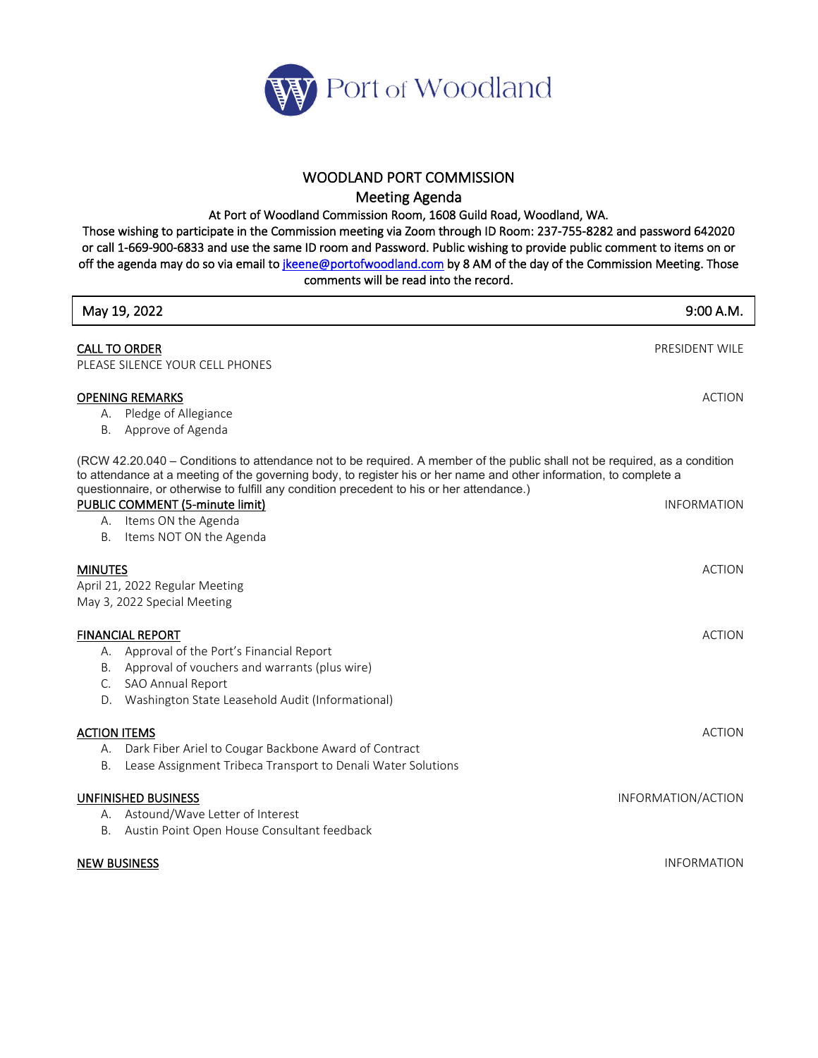Port of Woodland

# WOODLAND PORT COMMISSION

## Meeting Agenda

At Port of Woodland Commission Room, 1608 Guild Road, Woodland, WA.

Those wishing to participate in the Commission meeting via Zoom through ID Room: 237-755-8282 and password 642020 or call 1-669-900-6833 and use the same ID room and Password. Public wishing to provide public comment to items on or off the agenda may do so via email to jkeene@portofwoodland.com by 8 AM of the day of the Commission Meeting. Those comments will be read into the record.

| May 19, 2022 | 9:00 A.M. |
|---|---|

**CALL TO ORDER** — PRESIDENT WILE

PLEASE SILENCE YOUR CELL PHONES

**OPENING REMARKS** — ACTION

A. Pledge of Allegiance
B. Approve of Agenda

(RCW 42.20.040 – Conditions to attendance not to be required. A member of the public shall not be required, as a condition to attendance at a meeting of the governing body, to register his or her name and other information, to complete a questionnaire, or otherwise to fulfill any condition precedent to his or her attendance.)

**PUBLIC COMMENT (5-minute limit)** — INFORMATION

A. Items ON the Agenda
B. Items NOT ON the Agenda

**MINUTES** — ACTION

April 21, 2022 Regular Meeting
May 3, 2022 Special Meeting

**FINANCIAL REPORT** — ACTION

A. Approval of the Port's Financial Report
B. Approval of vouchers and warrants (plus wire)
C. SAO Annual Report
D. Washington State Leasehold Audit (Informational)

**ACTION ITEMS** — ACTION

A. Dark Fiber Ariel to Cougar Backbone Award of Contract
B. Lease Assignment Tribeca Transport to Denali Water Solutions

**UNFINISHED BUSINESS** — INFORMATION/ACTION

A. Astound/Wave Letter of Interest
B. Austin Point Open House Consultant feedback

**NEW BUSINESS** — INFORMATION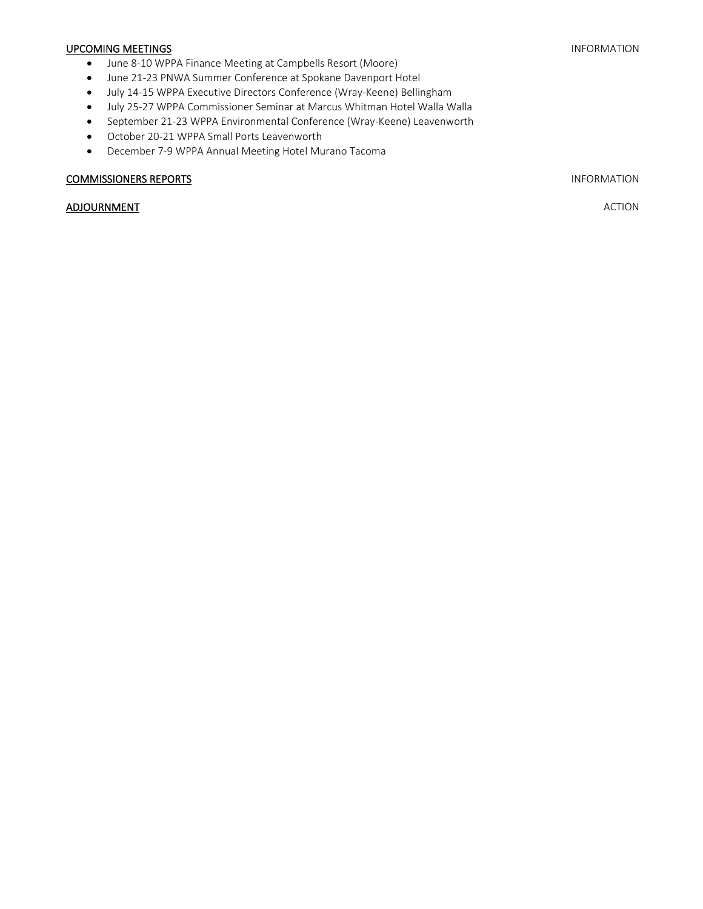<u>UPCOMING MEETINGS</u> INFORMATION

- June 8-10 WPPA Finance Meeting at Campbells Resort (Moore)
- June 21-23 PNWA Summer Conference at Spokane Davenport Hotel
- July 14-15 WPPA Executive Directors Conference (Wray-Keene) Bellingham
- July 25-27 WPPA Commissioner Seminar at Marcus Whitman Hotel Walla Walla
- September 21-23 WPPA Environmental Conference (Wray-Keene) Leavenworth
- October 20-21 WPPA Small Ports Leavenworth
- December 7-9 WPPA Annual Meeting Hotel Murano Tacoma

<u>COMMISSIONERS REPORTS</u> INFORMATION

<u>ADJOURNMENT</u> ACTION